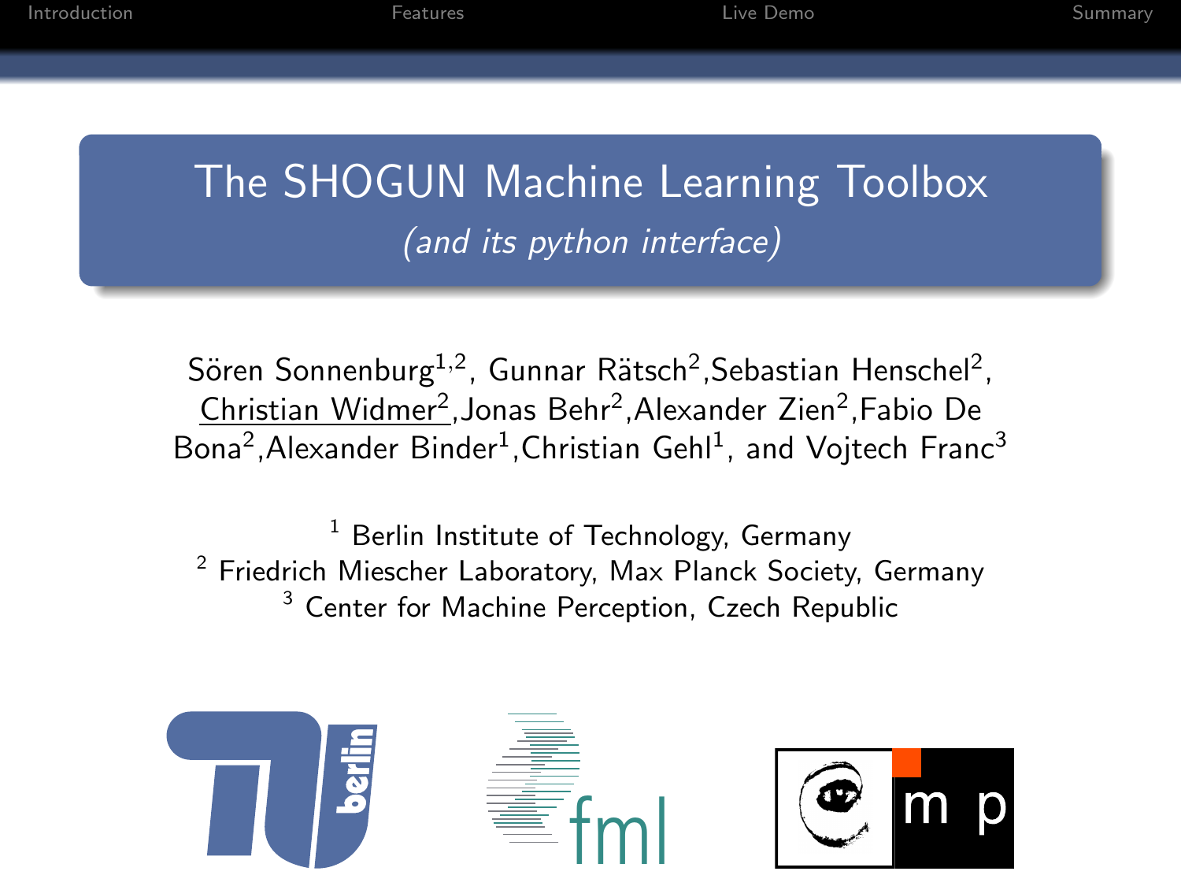# The SHOGUN Machine Learning Toolbox

*(and its python interface)*

Sören Sonnenburg[1,2], Gunnar Rätsch[2], Sebastian Henschel[2], Christian Widmer[2], Jonas Behr[2], Alexander Zien[2], Fabio De Bona[2], Alexander Binder[1], Christian Gehl[1], and Vojtech Franc[3]

[1] Berlin Institute of Technology, Germany
[2] Friedrich Miescher Laboratory, Max Planck Society, Germany
[3] Center for Machine Perception, Czech Republic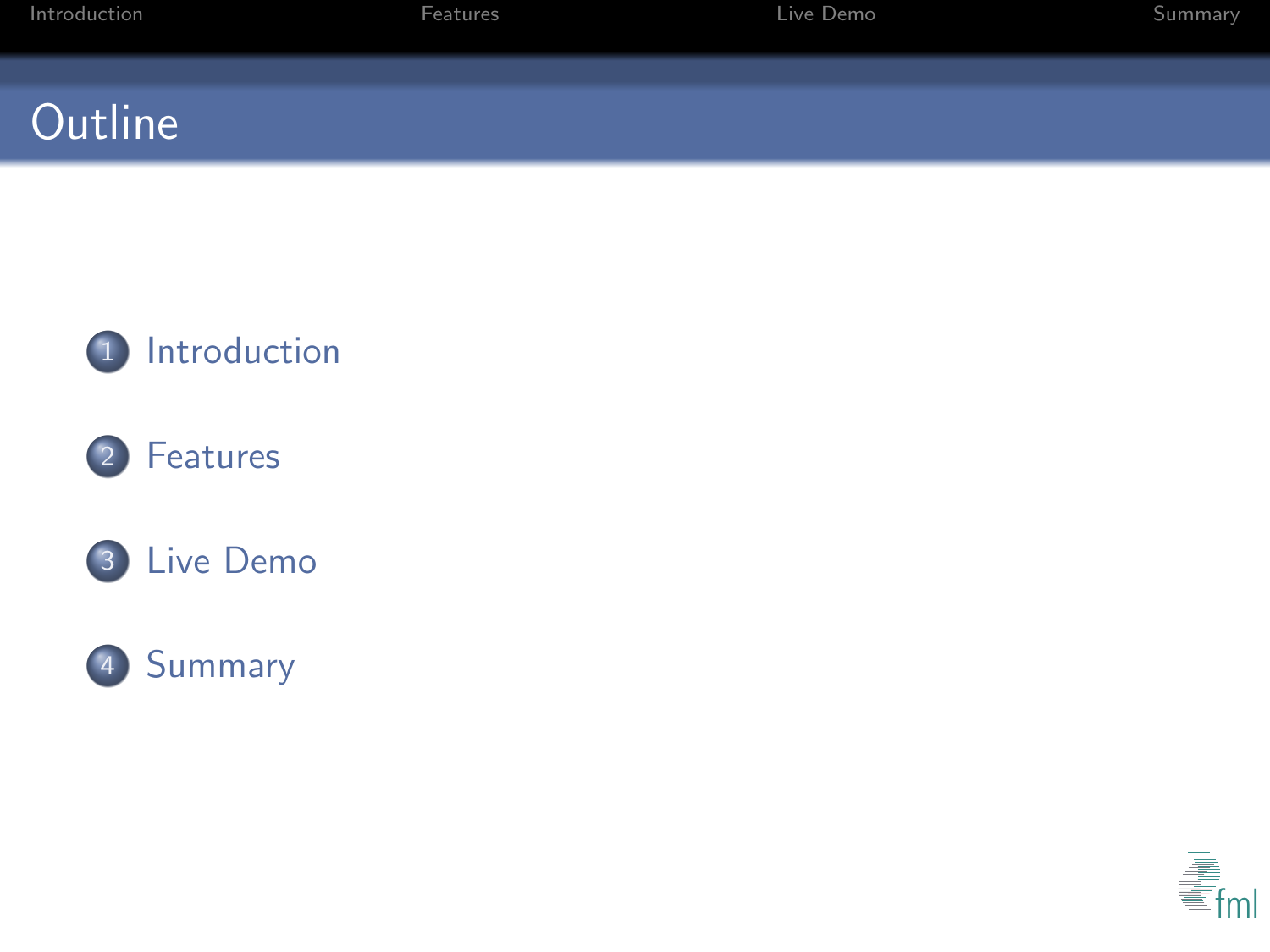# Outline

1. Introduction
2. Features
3. Live Demo
4. Summary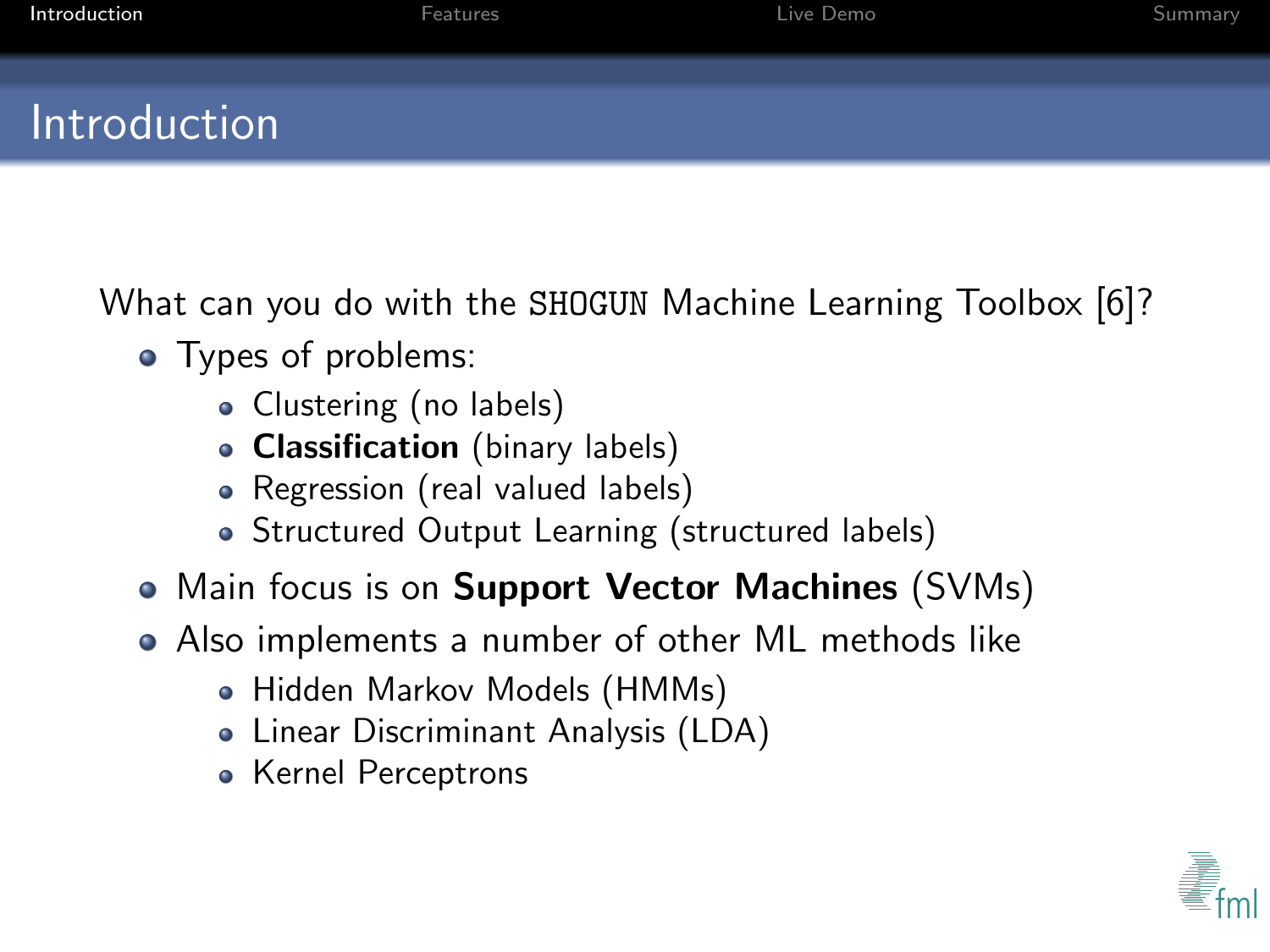# Introduction

What can you do with the SHOGUN Machine Learning Toolbox [6]?

- Types of problems:
  - Clustering (no labels)
  - **Classification** (binary labels)
  - Regression (real valued labels)
  - Structured Output Learning (structured labels)
- Main focus is on **Support Vector Machines** (SVMs)
- Also implements a number of other ML methods like
  - Hidden Markov Models (HMMs)
  - Linear Discriminant Analysis (LDA)
  - Kernel Perceptrons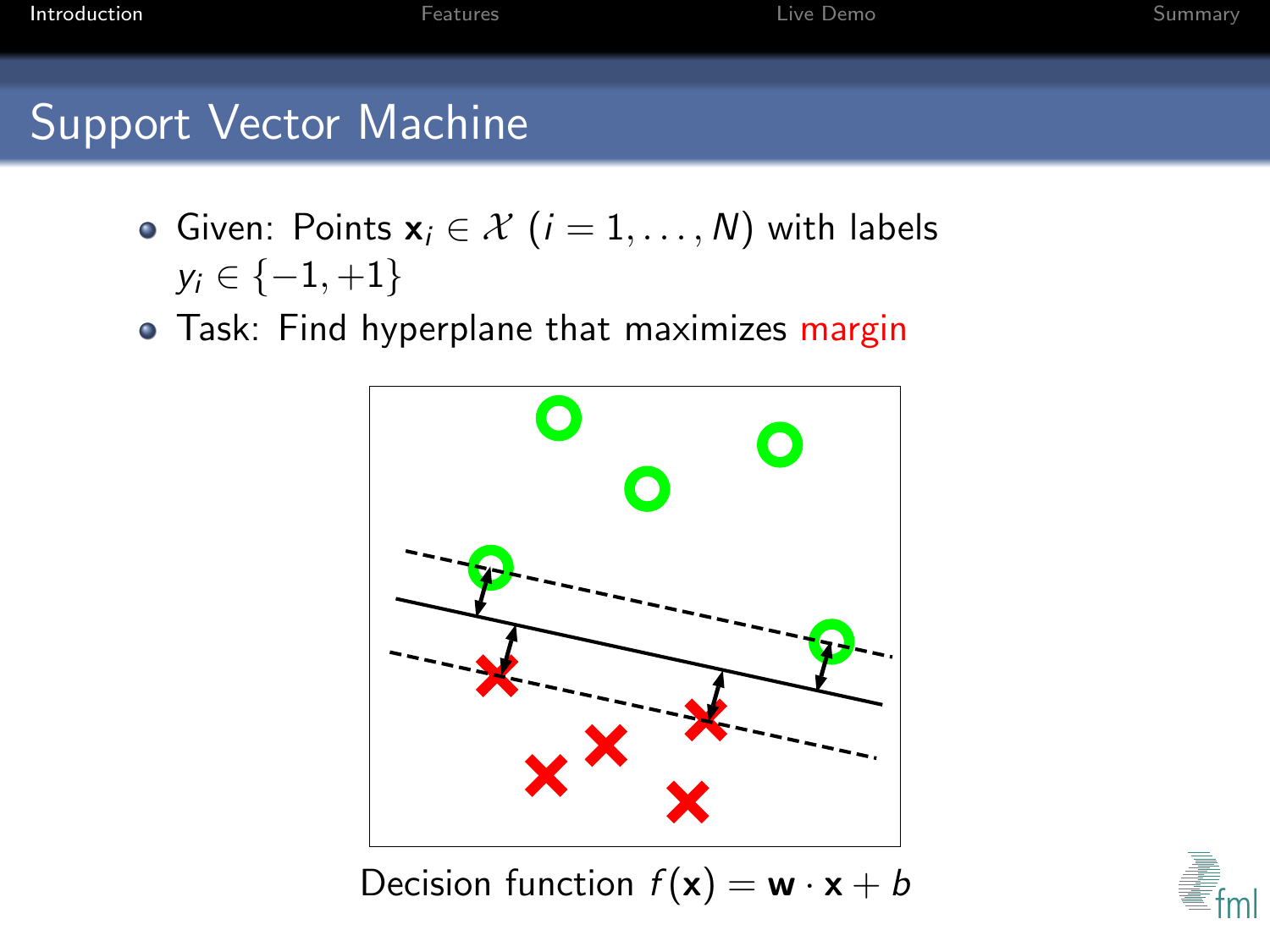## Support Vector Machine

- Given: Points $\mathbf{x}_i \in \mathcal{X}$ ($i = 1, \ldots, N$) with labels $y_i \in \{-1, +1\}$
- Task: Find hyperplane that maximizes margin

Decision function $f(\mathbf{x}) = \mathbf{w} \cdot \mathbf{x} + b$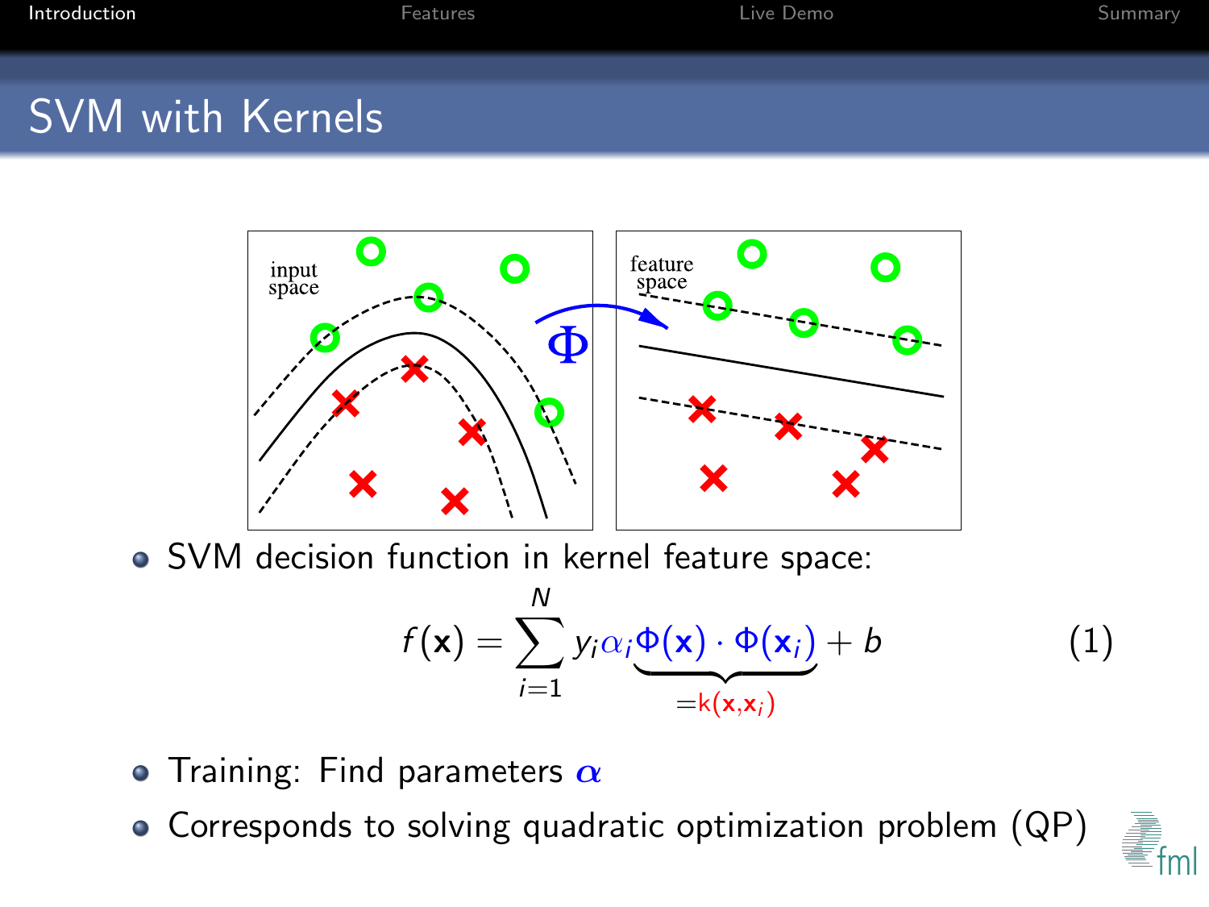# SVM with Kernels

- SVM decision function in kernel feature space:

$$f(\mathbf{x}) = \sum_{i=1}^{N} y_i \alpha_i \underbrace{\Phi(\mathbf{x}) \cdot \Phi(\mathbf{x}_i)}_{=k(\mathbf{x},\mathbf{x}_i)} + b \tag{1}$$

- Training: Find parameters $\boldsymbol{\alpha}$
- Corresponds to solving quadratic optimization problem (QP)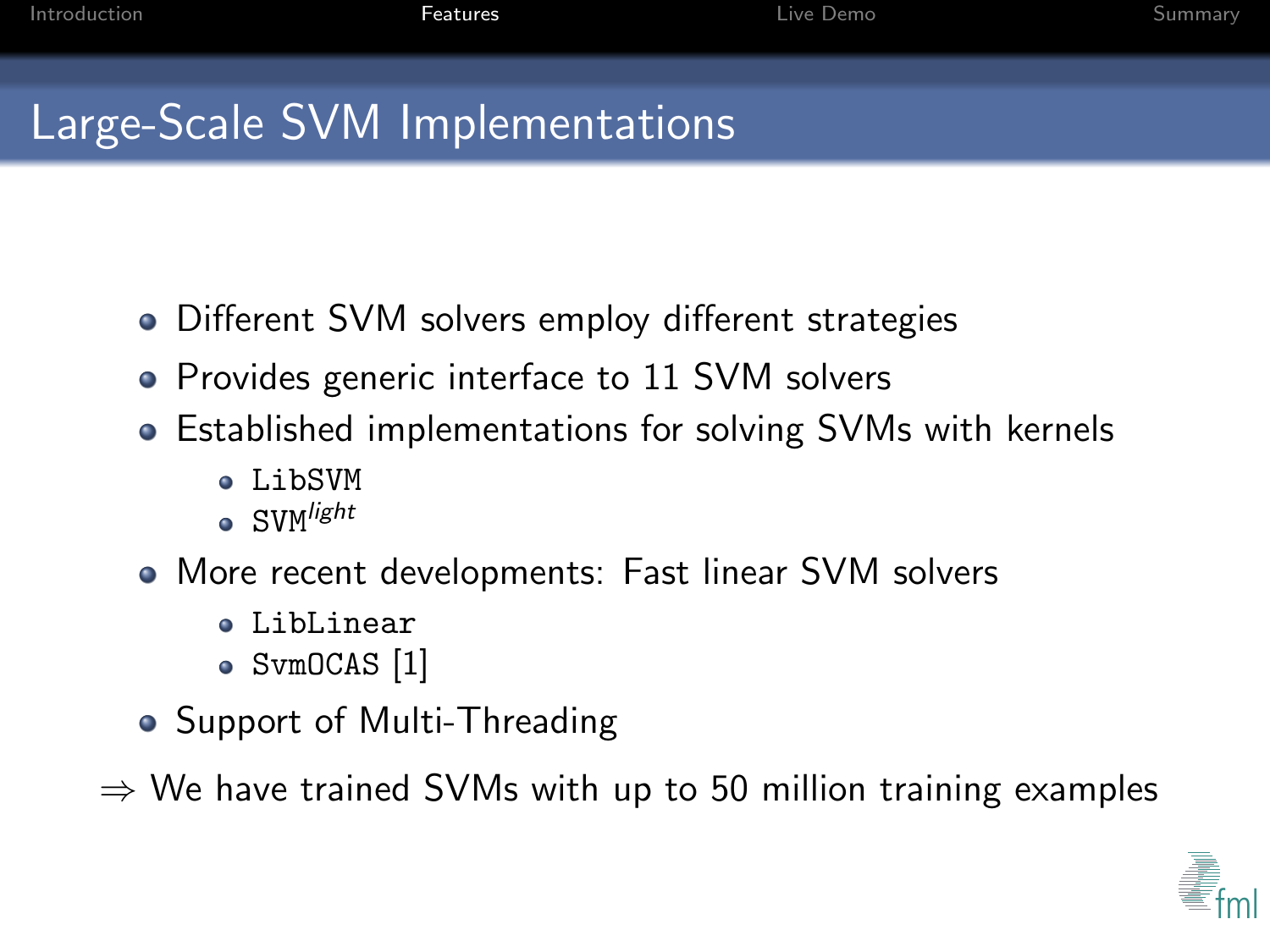# Large-Scale SVM Implementations

- Different SVM solvers employ different strategies
- Provides generic interface to 11 SVM solvers
- Established implementations for solving SVMs with kernels
  - `LibSVM`
  - `SVM`$^{light}$
- More recent developments: Fast linear SVM solvers
  - `LibLinear`
  - `SvmOCAS` [1]
- Support of Multi-Threading

⇒ We have trained SVMs with up to 50 million training examples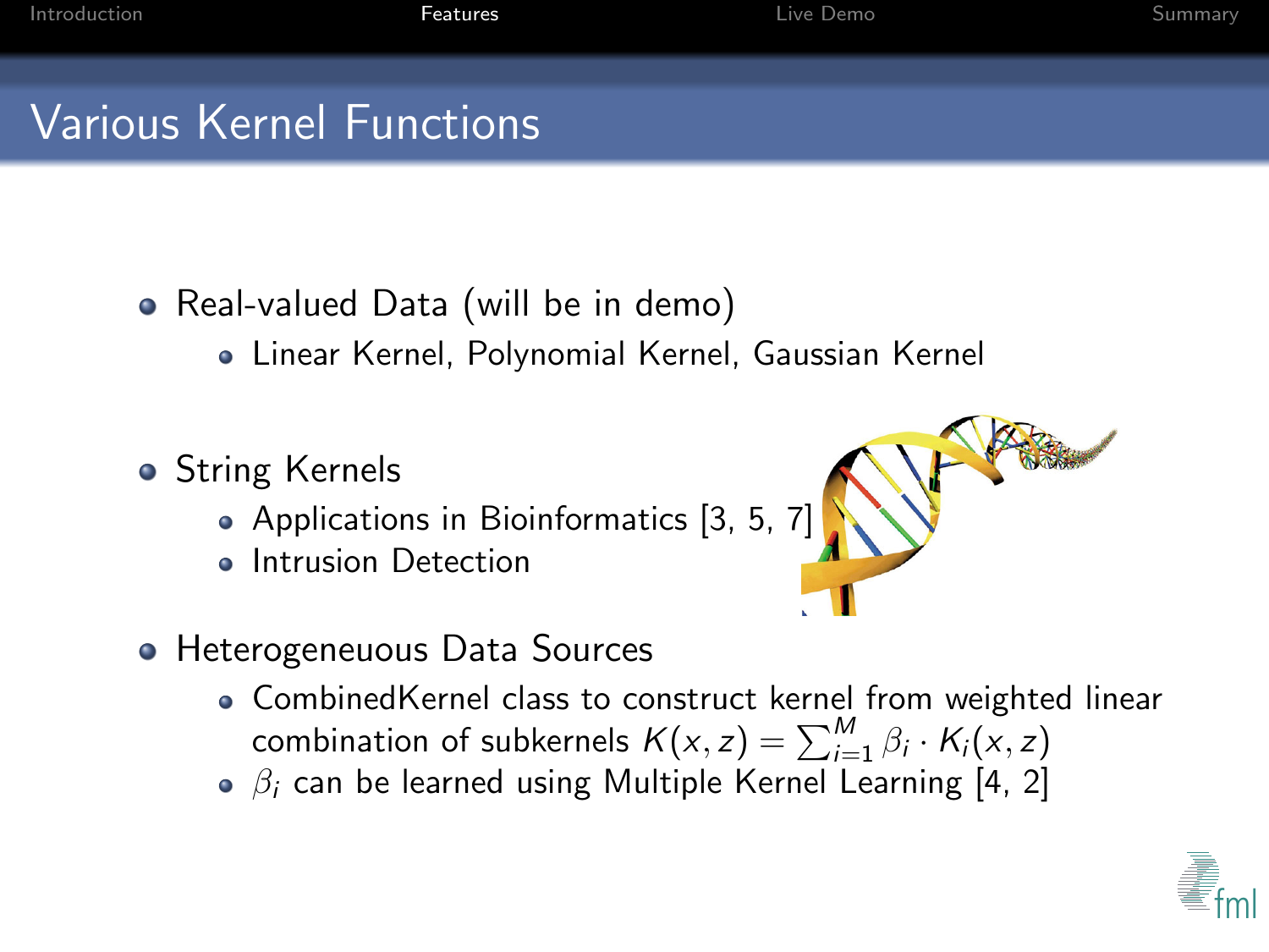# Various Kernel Functions

- Real-valued Data (will be in demo)
  - Linear Kernel, Polynomial Kernel, Gaussian Kernel
- String Kernels
  - Applications in Bioinformatics [3, 5, 7]
  - Intrusion Detection
- Heterogeneuous Data Sources
  - CombinedKernel class to construct kernel from weighted linear combination of subkernels $K(x, z) = \sum_{i=1}^{M} \beta_i \cdot K_i(x, z)$
  - $\beta_i$ can be learned using Multiple Kernel Learning [4, 2]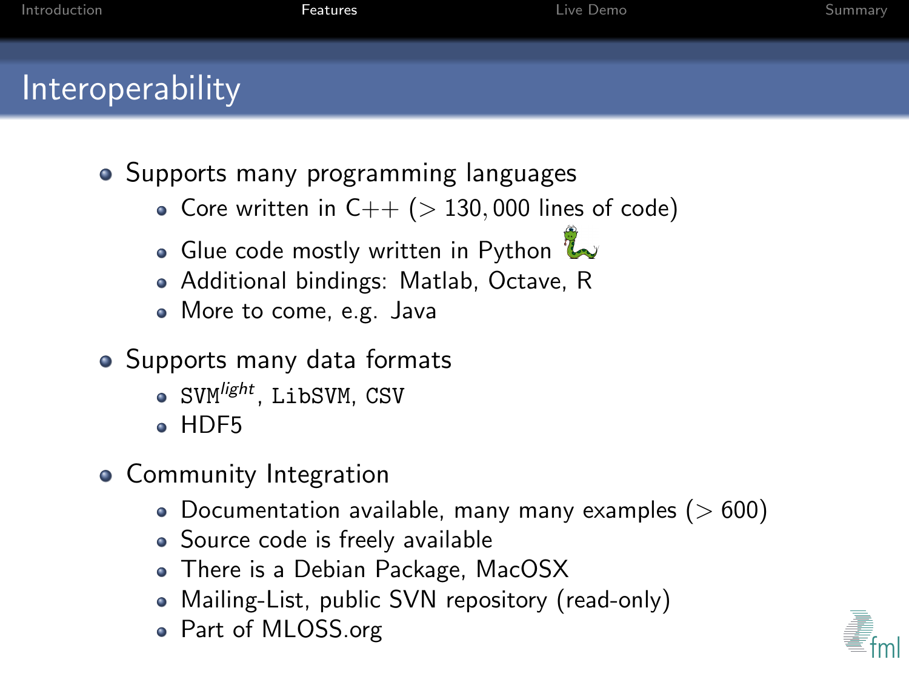# Interoperability

- Supports many programming languages
  - Core written in C++ ($> 130,000$ lines of code)
  - Glue code mostly written in Python
  - Additional bindings: Matlab, Octave, R
  - More to come, e.g. Java
- Supports many data formats
  - SVM*light*, LibSVM, CSV
  - HDF5
- Community Integration
  - Documentation available, many many examples ($> 600$)
  - Source code is freely available
  - There is a Debian Package, MacOSX
  - Mailing-List, public SVN repository (read-only)
  - Part of MLOSS.org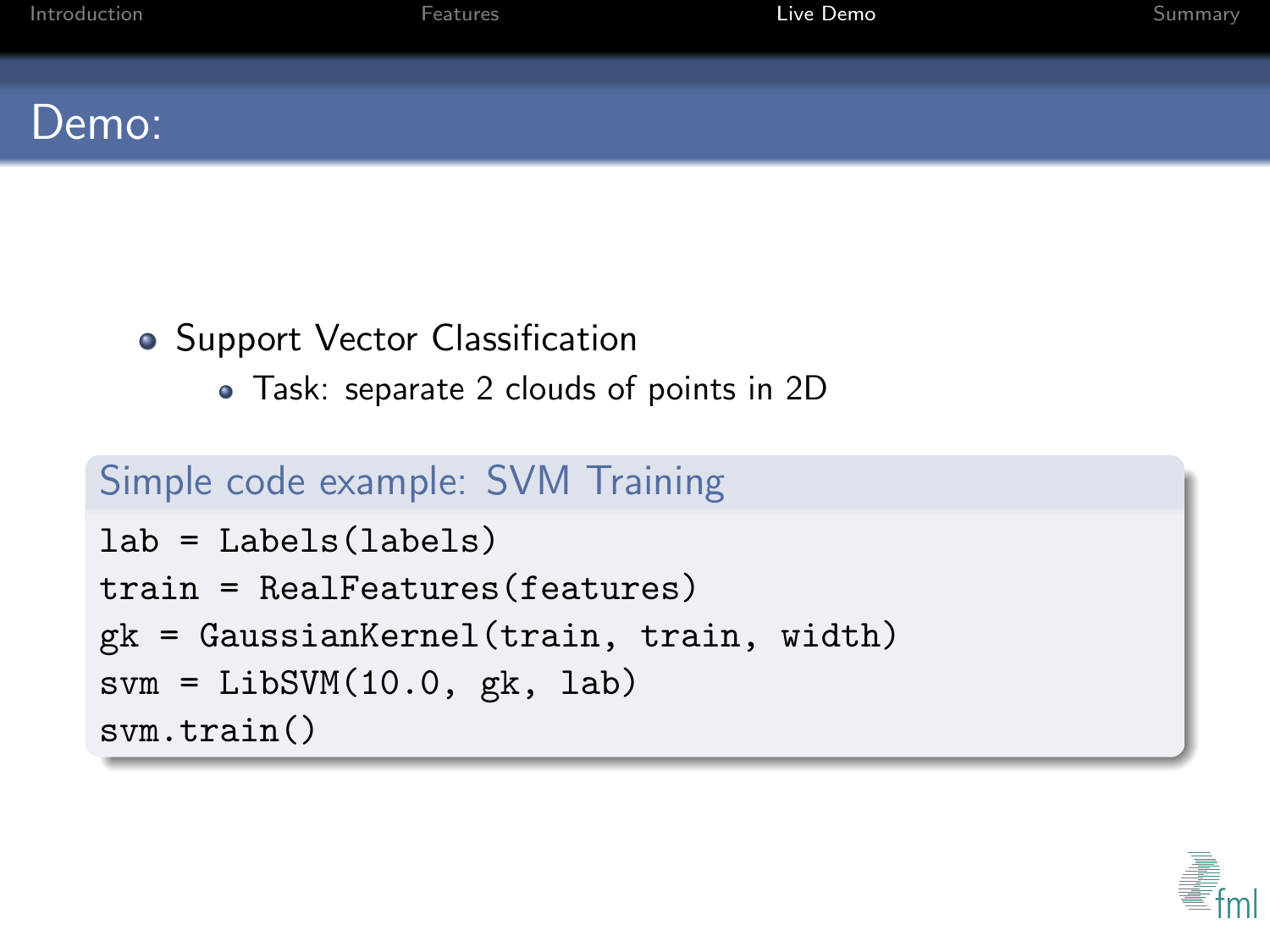# Demo:

- Support Vector Classification
  - Task: separate 2 clouds of points in 2D

**Simple code example: SVM Training**

```
lab = Labels(labels)
train = RealFeatures(features)
gk = GaussianKernel(train, train, width)
svm = LibSVM(10.0, gk, lab)
svm.train()
```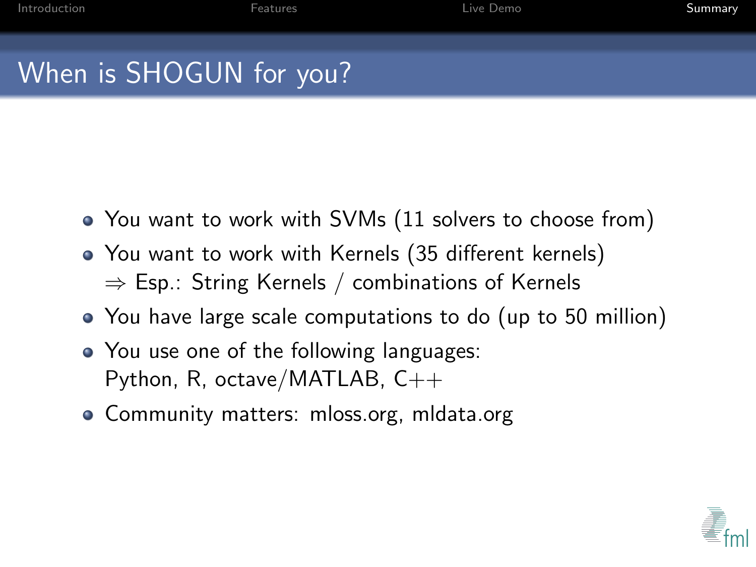# When is SHOGUN for you?

- You want to work with SVMs (11 solvers to choose from)
- You want to work with Kernels (35 different kernels)
  $\Rightarrow$ Esp.: String Kernels / combinations of Kernels
- You have large scale computations to do (up to 50 million)
- You use one of the following languages:
  Python, R, octave/MATLAB, C++
- Community matters: mloss.org, mldata.org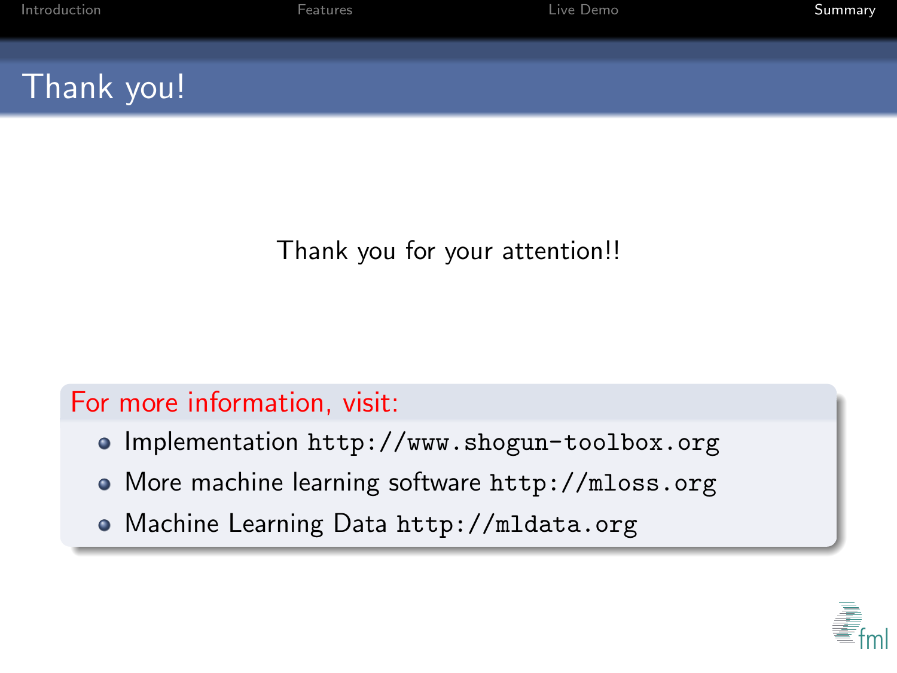# Thank you!

Thank you for your attention!!

**For more information, visit:**

- Implementation http://www.shogun-toolbox.org
- More machine learning software http://mloss.org
- Machine Learning Data http://mldata.org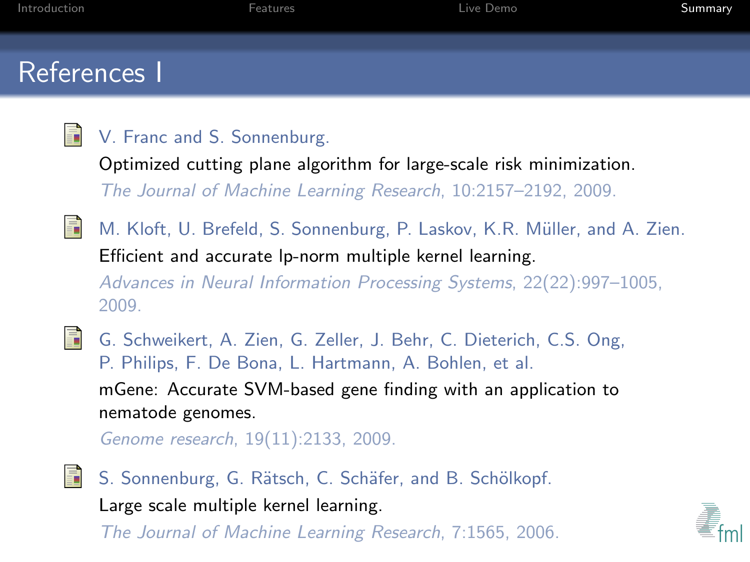# References I

- V. Franc and S. Sonnenburg.
  Optimized cutting plane algorithm for large-scale risk minimization.
  *The Journal of Machine Learning Research*, 10:2157–2192, 2009.

- M. Kloft, U. Brefeld, S. Sonnenburg, P. Laskov, K.R. Müller, and A. Zien.
  Efficient and accurate lp-norm multiple kernel learning.
  *Advances in Neural Information Processing Systems*, 22(22):997–1005, 2009.

- G. Schweikert, A. Zien, G. Zeller, J. Behr, C. Dieterich, C.S. Ong, P. Philips, F. De Bona, L. Hartmann, A. Bohlen, et al.
  mGene: Accurate SVM-based gene finding with an application to nematode genomes.
  *Genome research*, 19(11):2133, 2009.

- S. Sonnenburg, G. Rätsch, C. Schäfer, and B. Schölkopf.
  Large scale multiple kernel learning.
  *The Journal of Machine Learning Research*, 7:1565, 2006.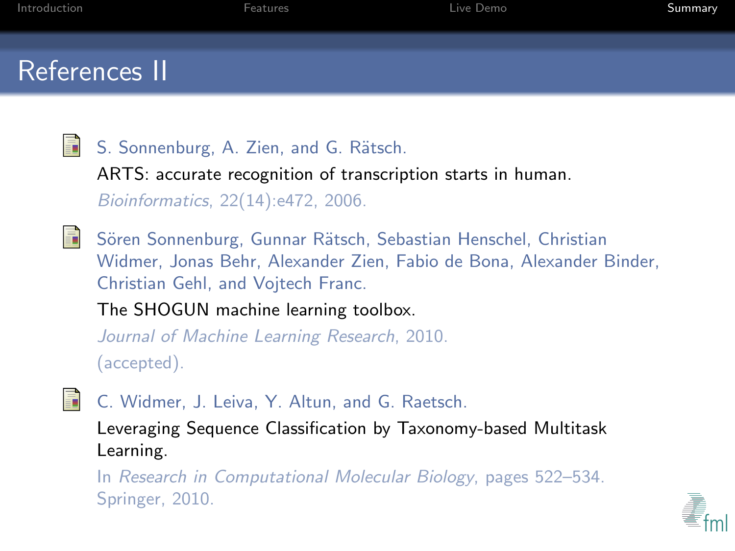# References II

- S. Sonnenburg, A. Zien, and G. Rätsch.
  ARTS: accurate recognition of transcription starts in human.
  *Bioinformatics*, 22(14):e472, 2006.

- Sören Sonnenburg, Gunnar Rätsch, Sebastian Henschel, Christian Widmer, Jonas Behr, Alexander Zien, Fabio de Bona, Alexander Binder, Christian Gehl, and Vojtech Franc.
  The SHOGUN machine learning toolbox.
  *Journal of Machine Learning Research*, 2010.
  (accepted).

- C. Widmer, J. Leiva, Y. Altun, and G. Raetsch.
  Leveraging Sequence Classification by Taxonomy-based Multitask Learning.
  In *Research in Computational Molecular Biology*, pages 522–534. Springer, 2010.